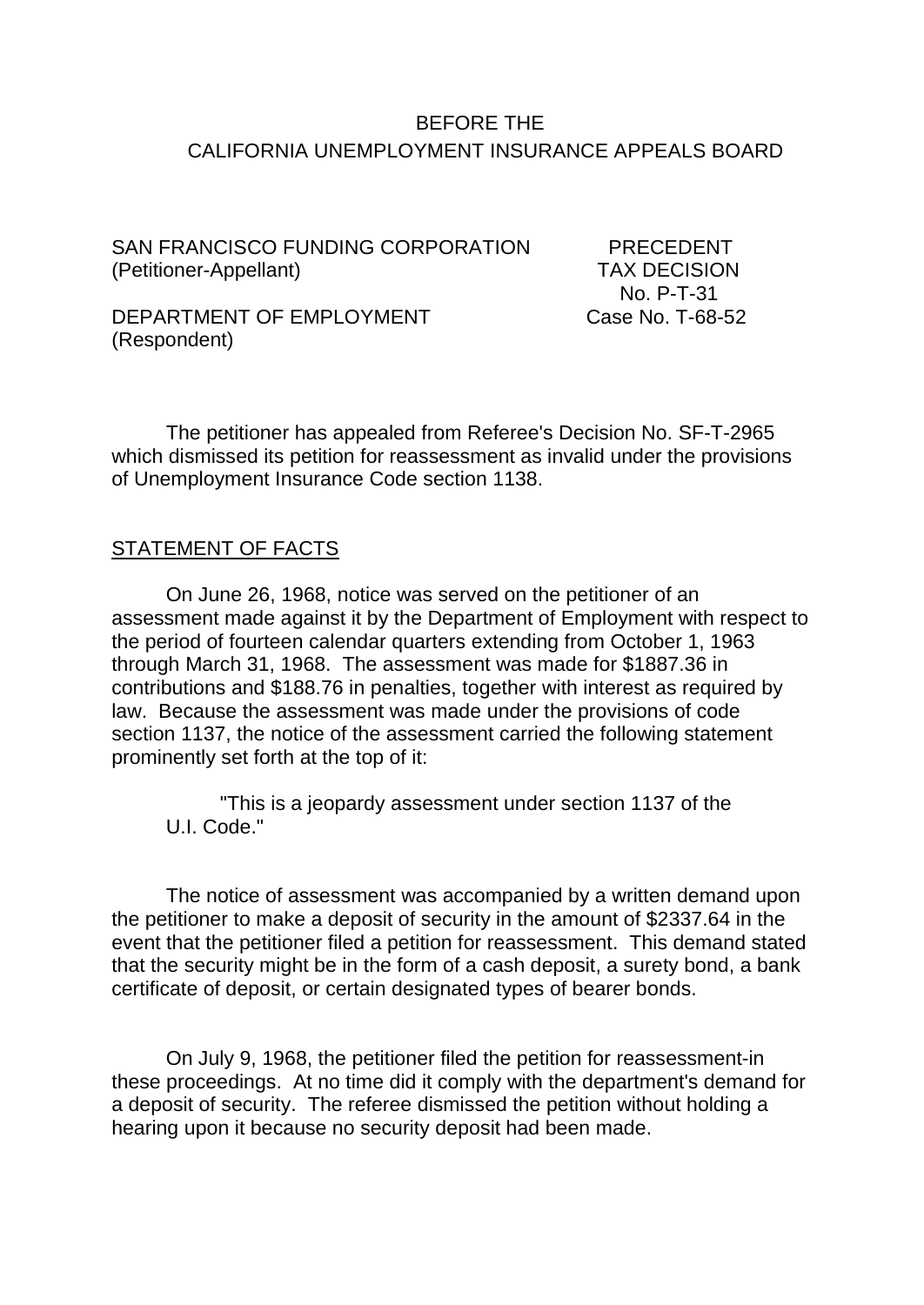BEFORE THE
CALIFORNIA UNEMPLOYMENT INSURANCE APPEALS BOARD

SAN FRANCISCO FUNDING CORPORATION
(Petitioner-Appellant)

DEPARTMENT OF EMPLOYMENT
(Respondent)

PRECEDENT
TAX DECISION
No. P-T-31
Case No. T-68-52

The petitioner has appealed from Referee's Decision No. SF-T-2965 which dismissed its petition for reassessment as invalid under the provisions of Unemployment Insurance Code section 1138.

STATEMENT OF FACTS

On June 26, 1968, notice was served on the petitioner of an assessment made against it by the Department of Employment with respect to the period of fourteen calendar quarters extending from October 1, 1963 through March 31, 1968. The assessment was made for $1887.36 in contributions and $188.76 in penalties, together with interest as required by law. Because the assessment was made under the provisions of code section 1137, the notice of the assessment carried the following statement prominently set forth at the top of it:

> "This is a jeopardy assessment under section 1137 of the U.I. Code."

The notice of assessment was accompanied by a written demand upon the petitioner to make a deposit of security in the amount of $2337.64 in the event that the petitioner filed a petition for reassessment. This demand stated that the security might be in the form of a cash deposit, a surety bond, a bank certificate of deposit, or certain designated types of bearer bonds.

On July 9, 1968, the petitioner filed the petition for reassessment-in these proceedings. At no time did it comply with the department's demand for a deposit of security. The referee dismissed the petition without holding a hearing upon it because no security deposit had been made.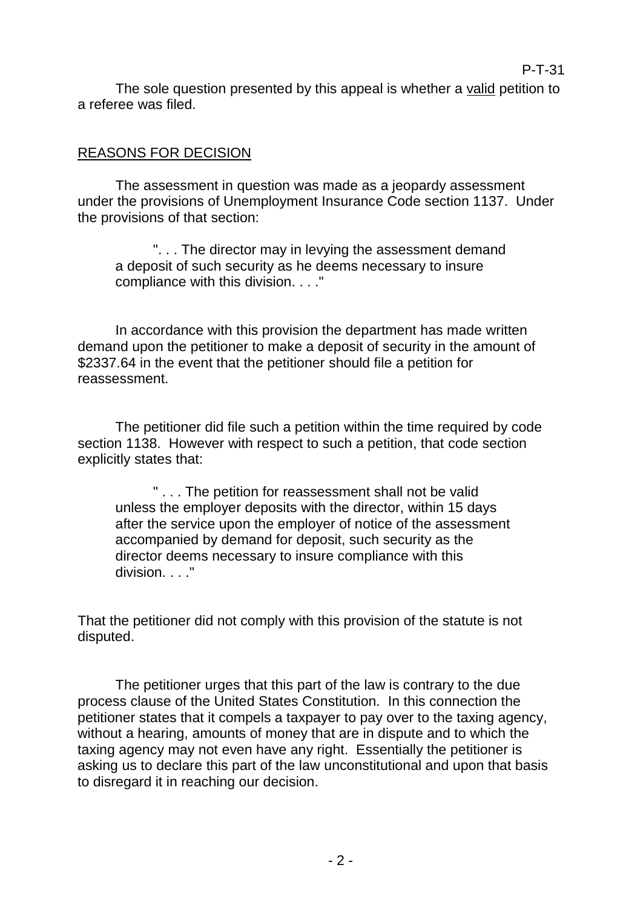The sole question presented by this appeal is whether a <u>valid</u> petition to a referee was filed.

## <u>REASONS FOR DECISION</u>

The assessment in question was made as a jeopardy assessment under the provisions of Unemployment Insurance Code section 1137. Under the provisions of that section:

> ". . . The director may in levying the assessment demand a deposit of such security as he deems necessary to insure compliance with this division. . . ."

In accordance with this provision the department has made written demand upon the petitioner to make a deposit of security in the amount of $2337.64 in the event that the petitioner should file a petition for reassessment.

The petitioner did file such a petition within the time required by code section 1138. However with respect to such a petition, that code section explicitly states that:

> " . . . The petition for reassessment shall not be valid unless the employer deposits with the director, within 15 days after the service upon the employer of notice of the assessment accompanied by demand for deposit, such security as the director deems necessary to insure compliance with this division. . . ."

That the petitioner did not comply with this provision of the statute is not disputed.

The petitioner urges that this part of the law is contrary to the due process clause of the United States Constitution. In this connection the petitioner states that it compels a taxpayer to pay over to the taxing agency, without a hearing, amounts of money that are in dispute and to which the taxing agency may not even have any right. Essentially the petitioner is asking us to declare this part of the law unconstitutional and upon that basis to disregard it in reaching our decision.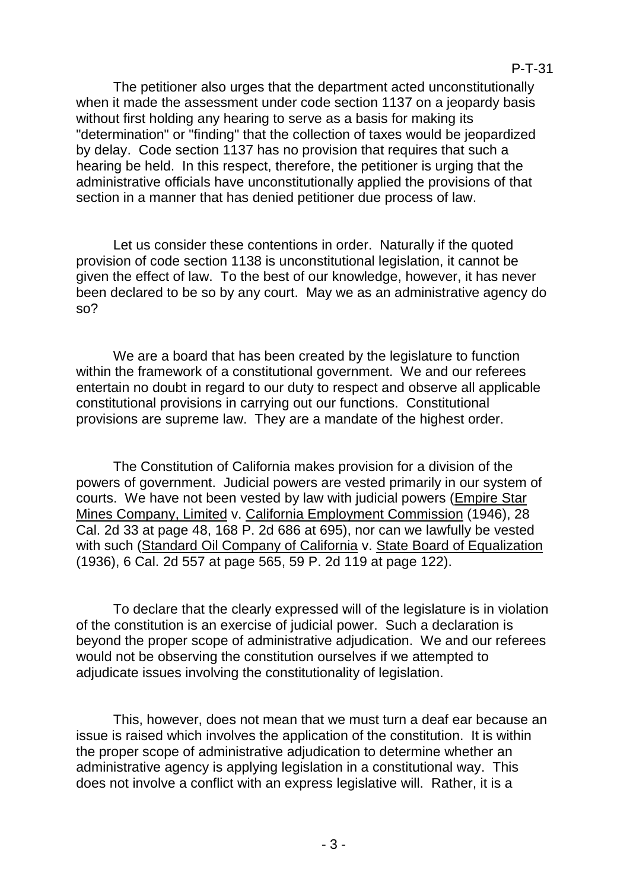The petitioner also urges that the department acted unconstitutionally when it made the assessment under code section 1137 on a jeopardy basis without first holding any hearing to serve as a basis for making its "determination" or "finding" that the collection of taxes would be jeopardized by delay. Code section 1137 has no provision that requires that such a hearing be held. In this respect, therefore, the petitioner is urging that the administrative officials have unconstitutionally applied the provisions of that section in a manner that has denied petitioner due process of law.

Let us consider these contentions in order. Naturally if the quoted provision of code section 1138 is unconstitutional legislation, it cannot be given the effect of law. To the best of our knowledge, however, it has never been declared to be so by any court. May we as an administrative agency do so?

We are a board that has been created by the legislature to function within the framework of a constitutional government. We and our referees entertain no doubt in regard to our duty to respect and observe all applicable constitutional provisions in carrying out our functions. Constitutional provisions are supreme law. They are a mandate of the highest order.

The Constitution of California makes provision for a division of the powers of government. Judicial powers are vested primarily in our system of courts. We have not been vested by law with judicial powers (Empire Star Mines Company, Limited v. California Employment Commission (1946), 28 Cal. 2d 33 at page 48, 168 P. 2d 686 at 695), nor can we lawfully be vested with such (Standard Oil Company of California v. State Board of Equalization (1936), 6 Cal. 2d 557 at page 565, 59 P. 2d 119 at page 122).

To declare that the clearly expressed will of the legislature is in violation of the constitution is an exercise of judicial power. Such a declaration is beyond the proper scope of administrative adjudication. We and our referees would not be observing the constitution ourselves if we attempted to adjudicate issues involving the constitutionality of legislation.

This, however, does not mean that we must turn a deaf ear because an issue is raised which involves the application of the constitution. It is within the proper scope of administrative adjudication to determine whether an administrative agency is applying legislation in a constitutional way. This does not involve a conflict with an express legislative will. Rather, it is a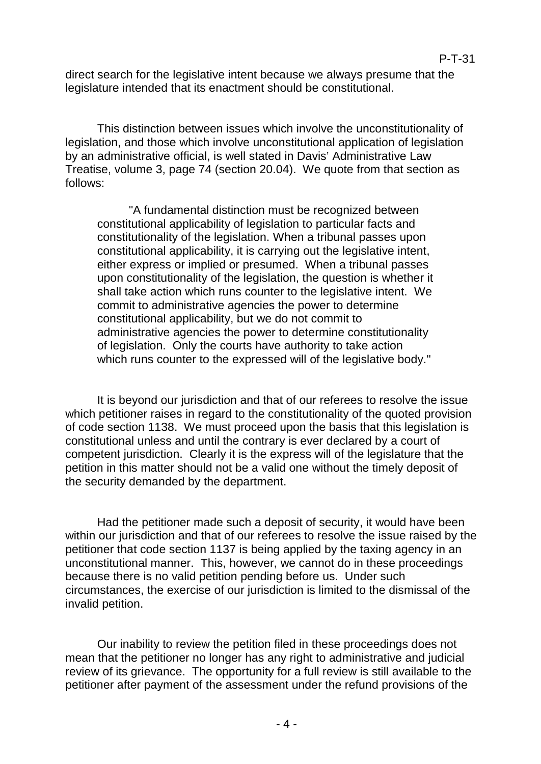direct search for the legislative intent because we always presume that the legislature intended that its enactment should be constitutional.

This distinction between issues which involve the unconstitutionality of legislation, and those which involve unconstitutional application of legislation by an administrative official, is well stated in Davis' Administrative Law Treatise, volume 3, page 74 (section 20.04). We quote from that section as follows:

> "A fundamental distinction must be recognized between constitutional applicability of legislation to particular facts and constitutionality of the legislation. When a tribunal passes upon constitutional applicability, it is carrying out the legislative intent, either express or implied or presumed. When a tribunal passes upon constitutionality of the legislation, the question is whether it shall take action which runs counter to the legislative intent. We commit to administrative agencies the power to determine constitutional applicability, but we do not commit to administrative agencies the power to determine constitutionality of legislation. Only the courts have authority to take action which runs counter to the expressed will of the legislative body."

It is beyond our jurisdiction and that of our referees to resolve the issue which petitioner raises in regard to the constitutionality of the quoted provision of code section 1138. We must proceed upon the basis that this legislation is constitutional unless and until the contrary is ever declared by a court of competent jurisdiction. Clearly it is the express will of the legislature that the petition in this matter should not be a valid one without the timely deposit of the security demanded by the department.

Had the petitioner made such a deposit of security, it would have been within our jurisdiction and that of our referees to resolve the issue raised by the petitioner that code section 1137 is being applied by the taxing agency in an unconstitutional manner. This, however, we cannot do in these proceedings because there is no valid petition pending before us. Under such circumstances, the exercise of our jurisdiction is limited to the dismissal of the invalid petition.

Our inability to review the petition filed in these proceedings does not mean that the petitioner no longer has any right to administrative and judicial review of its grievance. The opportunity for a full review is still available to the petitioner after payment of the assessment under the refund provisions of the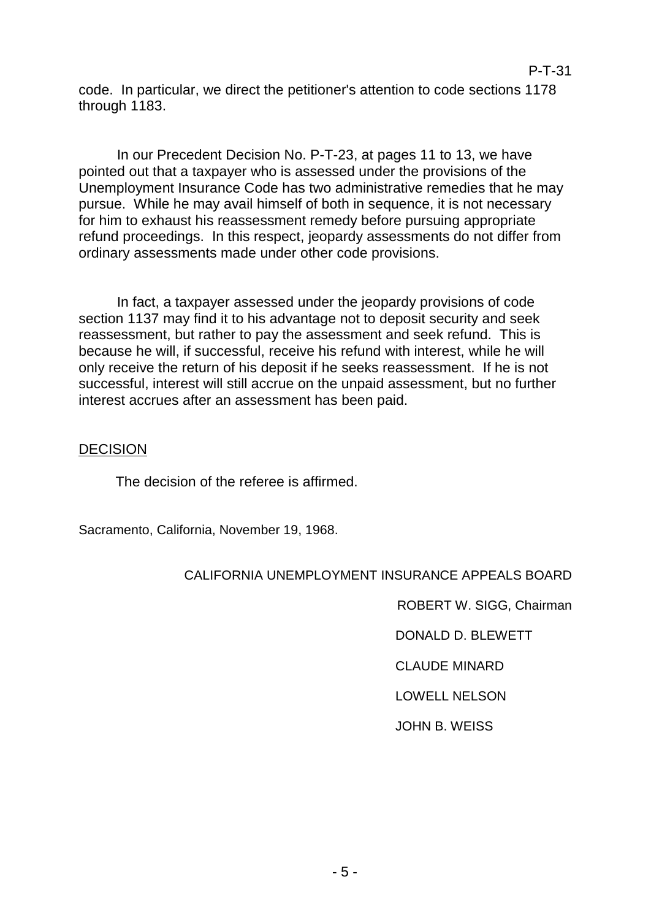code. In particular, we direct the petitioner's attention to code sections 1178 through 1183.

In our Precedent Decision No. P-T-23, at pages 11 to 13, we have pointed out that a taxpayer who is assessed under the provisions of the Unemployment Insurance Code has two administrative remedies that he may pursue. While he may avail himself of both in sequence, it is not necessary for him to exhaust his reassessment remedy before pursuing appropriate refund proceedings. In this respect, jeopardy assessments do not differ from ordinary assessments made under other code provisions.

In fact, a taxpayer assessed under the jeopardy provisions of code section 1137 may find it to his advantage not to deposit security and seek reassessment, but rather to pay the assessment and seek refund. This is because he will, if successful, receive his refund with interest, while he will only receive the return of his deposit if he seeks reassessment. If he is not successful, interest will still accrue on the unpaid assessment, but no further interest accrues after an assessment has been paid.

## DECISION

The decision of the referee is affirmed.

Sacramento, California, November 19, 1968.

CALIFORNIA UNEMPLOYMENT INSURANCE APPEALS BOARD

ROBERT W. SIGG, Chairman

DONALD D. BLEWETT

CLAUDE MINARD

LOWELL NELSON

JOHN B. WEISS